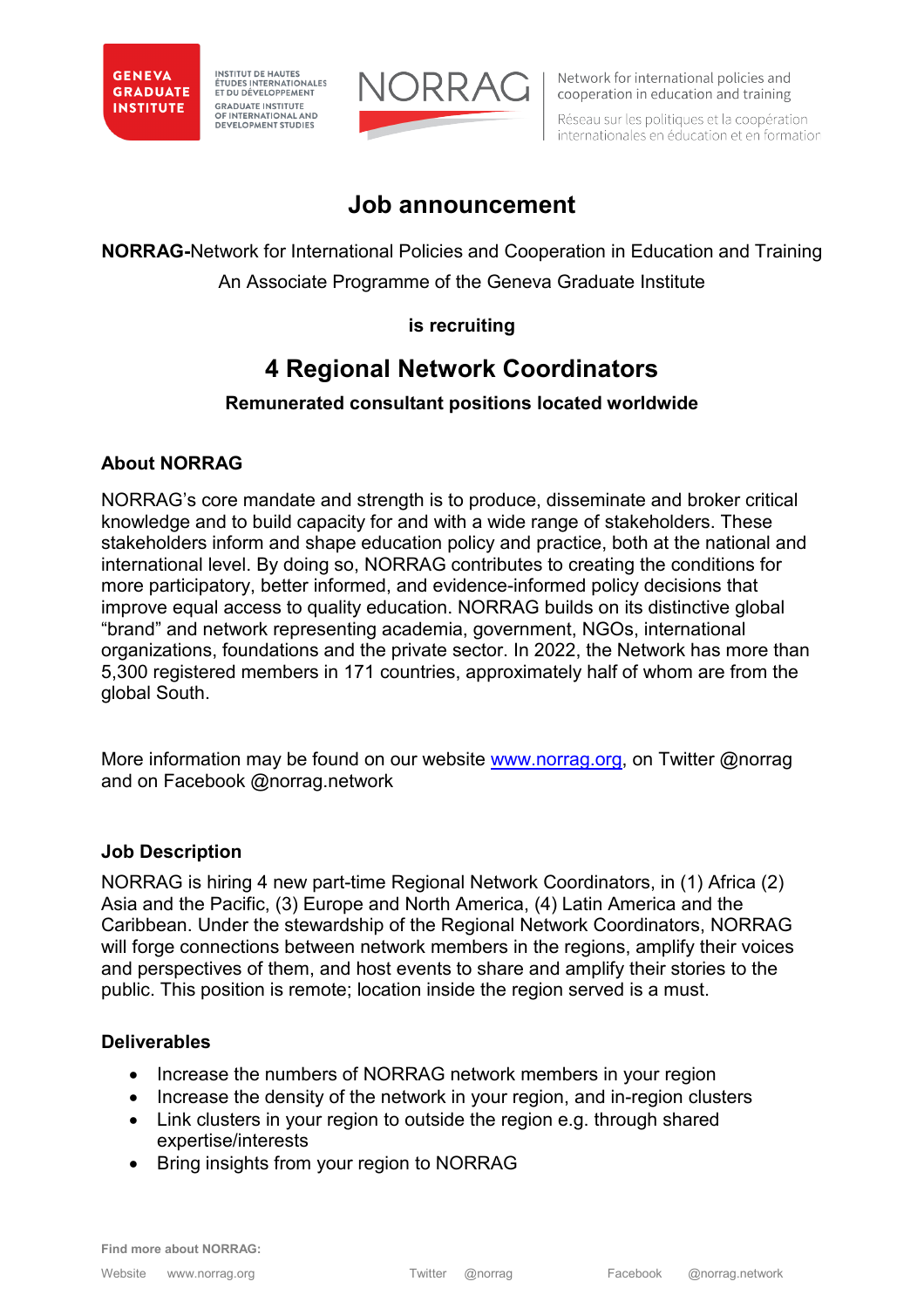GENEVA GRADUATE INSTITUTE

INSTITUT DE HAUTES ÉTUDES INTERNATIONALES ET DU DÉVELOPPEMENT
GRADUATE INSTITUTE OF INTERNATIONAL AND DEVELOPMENT STUDIES

NORRAG

Network for international policies and cooperation in education and training

Réseau sur les politiques et la coopération internationales en éducation et en formation

# Job announcement

**NORRAG-**Network for International Policies and Cooperation in Education and Training

An Associate Programme of the Geneva Graduate Institute

**is recruiting**

## 4 Regional Network Coordinators

**Remunerated consultant positions located worldwide**

### About NORRAG

NORRAG's core mandate and strength is to produce, disseminate and broker critical knowledge and to build capacity for and with a wide range of stakeholders. These stakeholders inform and shape education policy and practice, both at the national and international level. By doing so, NORRAG contributes to creating the conditions for more participatory, better informed, and evidence-informed policy decisions that improve equal access to quality education. NORRAG builds on its distinctive global "brand" and network representing academia, government, NGOs, international organizations, foundations and the private sector. In 2022, the Network has more than 5,300 registered members in 171 countries, approximately half of whom are from the global South.

More information may be found on our website www.norrag.org, on Twitter @norrag and on Facebook @norrag.network

### Job Description

NORRAG is hiring 4 new part-time Regional Network Coordinators, in (1) Africa (2) Asia and the Pacific, (3) Europe and North America, (4) Latin America and the Caribbean. Under the stewardship of the Regional Network Coordinators, NORRAG will forge connections between network members in the regions, amplify their voices and perspectives of them, and host events to share and amplify their stories to the public. This position is remote; location inside the region served is a must.

### Deliverables

- Increase the numbers of NORRAG network members in your region
- Increase the density of the network in your region, and in-region clusters
- Link clusters in your region to outside the region e.g. through shared expertise/interests
- Bring insights from your region to NORRAG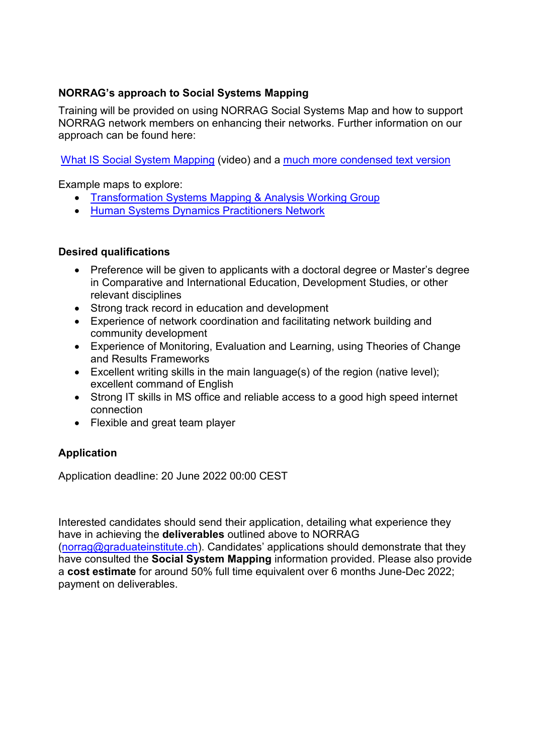### NORRAG's approach to Social Systems Mapping

Training will be provided on using NORRAG Social Systems Map and how to support NORRAG network members on enhancing their networks. Further information on our approach can be found here:

What IS Social System Mapping (video) and a much more condensed text version

Example maps to explore:

- Transformation Systems Mapping & Analysis Working Group
- Human Systems Dynamics Practitioners Network

### Desired qualifications

- Preference will be given to applicants with a doctoral degree or Master's degree in Comparative and International Education, Development Studies, or other relevant disciplines
- Strong track record in education and development
- Experience of network coordination and facilitating network building and community development
- Experience of Monitoring, Evaluation and Learning, using Theories of Change and Results Frameworks
- Excellent writing skills in the main language(s) of the region (native level); excellent command of English
- Strong IT skills in MS office and reliable access to a good high speed internet connection
- Flexible and great team player

### Application

Application deadline: 20 June 2022 00:00 CEST

Interested candidates should send their application, detailing what experience they have in achieving the **deliverables** outlined above to NORRAG (norrag@graduateinstitute.ch). Candidates' applications should demonstrate that they have consulted the **Social System Mapping** information provided. Please also provide a **cost estimate** for around 50% full time equivalent over 6 months June-Dec 2022; payment on deliverables.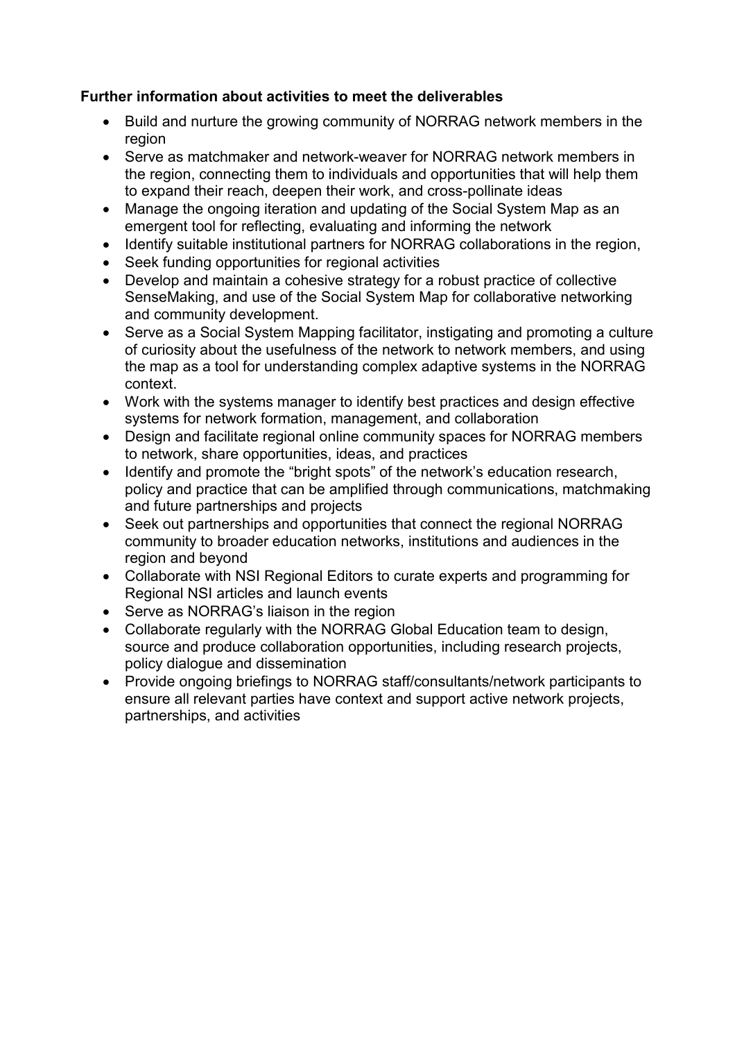**Further information about activities to meet the deliverables**

- Build and nurture the growing community of NORRAG network members in the region
- Serve as matchmaker and network-weaver for NORRAG network members in the region, connecting them to individuals and opportunities that will help them to expand their reach, deepen their work, and cross-pollinate ideas
- Manage the ongoing iteration and updating of the Social System Map as an emergent tool for reflecting, evaluating and informing the network
- Identify suitable institutional partners for NORRAG collaborations in the region,
- Seek funding opportunities for regional activities
- Develop and maintain a cohesive strategy for a robust practice of collective SenseMaking, and use of the Social System Map for collaborative networking and community development.
- Serve as a Social System Mapping facilitator, instigating and promoting a culture of curiosity about the usefulness of the network to network members, and using the map as a tool for understanding complex adaptive systems in the NORRAG context.
- Work with the systems manager to identify best practices and design effective systems for network formation, management, and collaboration
- Design and facilitate regional online community spaces for NORRAG members to network, share opportunities, ideas, and practices
- Identify and promote the "bright spots" of the network's education research, policy and practice that can be amplified through communications, matchmaking and future partnerships and projects
- Seek out partnerships and opportunities that connect the regional NORRAG community to broader education networks, institutions and audiences in the region and beyond
- Collaborate with NSI Regional Editors to curate experts and programming for Regional NSI articles and launch events
- Serve as NORRAG's liaison in the region
- Collaborate regularly with the NORRAG Global Education team to design, source and produce collaboration opportunities, including research projects, policy dialogue and dissemination
- Provide ongoing briefings to NORRAG staff/consultants/network participants to ensure all relevant parties have context and support active network projects, partnerships, and activities